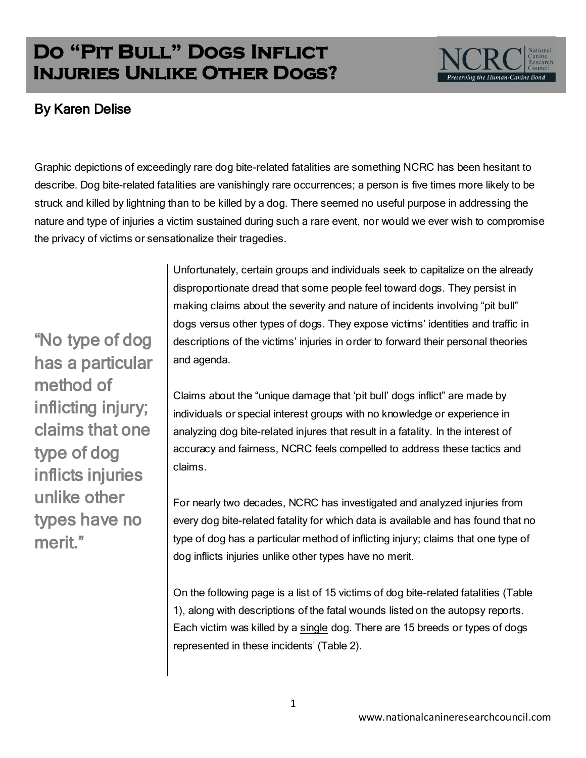# Do "Pit Bull" Dogs Inflict Injuries Unlike Other Dogs?

NCRC National Canine Research Council — *Preserving the Human-Canine Bond*

## By Karen Delise

Graphic depictions of exceedingly rare dog bite-related fatalities are something NCRC has been hesitant to describe. Dog bite-related fatalities are vanishingly rare occurrences; a person is five times more likely to be struck and killed by lightning than to be killed by a dog. There seemed no useful purpose in addressing the nature and type of injuries a victim sustained during such a rare event, nor would we ever wish to compromise the privacy of victims or sensationalize their tragedies.

> "No type of dog has a particular method of inflicting injury; claims that one type of dog inflicts injuries unlike other types have no merit."

Unfortunately, certain groups and individuals seek to capitalize on the already disproportionate dread that some people feel toward dogs. They persist in making claims about the severity and nature of incidents involving "pit bull" dogs versus other types of dogs. They expose victims' identities and traffic in descriptions of the victims' injuries in order to forward their personal theories and agenda.

Claims about the "unique damage that 'pit bull' dogs inflict" are made by individuals or special interest groups with no knowledge or experience in analyzing dog bite-related injures that result in a fatality. In the interest of accuracy and fairness, NCRC feels compelled to address these tactics and claims.

For nearly two decades, NCRC has investigated and analyzed injuries from every dog bite-related fatality for which data is available and has found that no type of dog has a particular method of inflicting injury; claims that one type of dog inflicts injuries unlike other types have no merit.

On the following page is a list of 15 victims of dog bite-related fatalities (Table 1), along with descriptions of the fatal wounds listed on the autopsy reports. Each victim was killed by a single dog. There are 15 breeds or types of dogs represented in these incidents[i] (Table 2).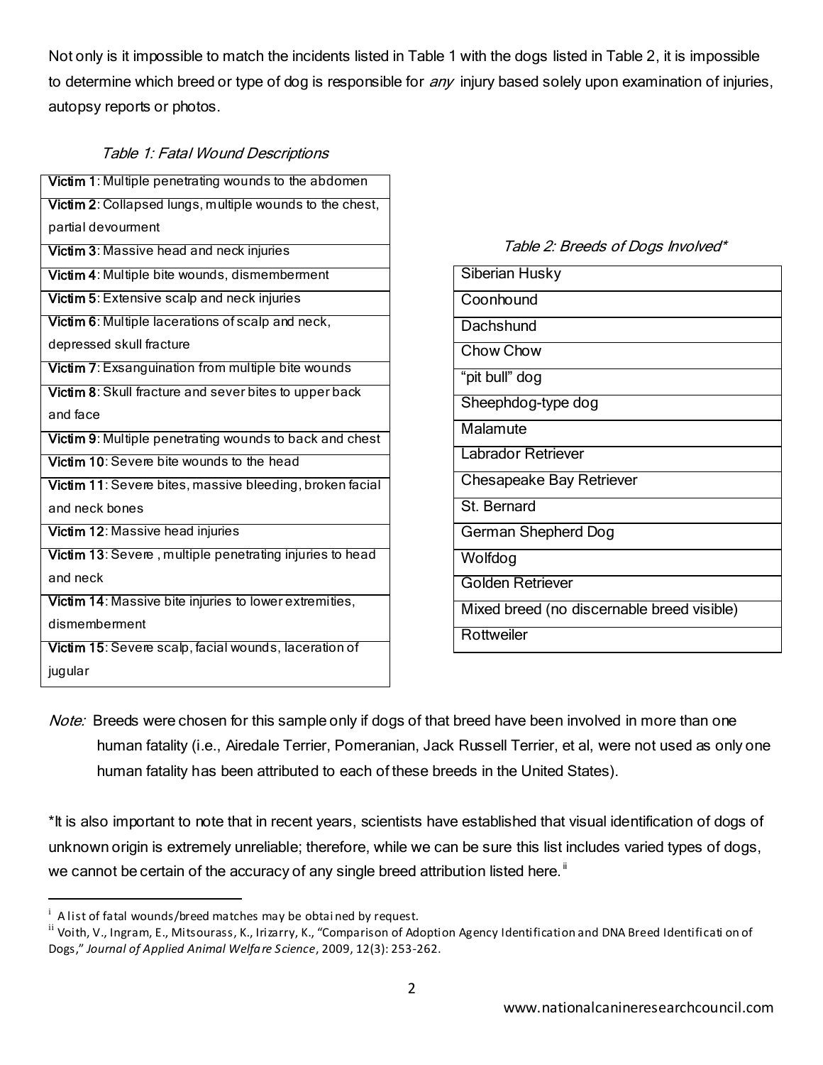Not only is it impossible to match the incidents listed in Table 1 with the dogs listed in Table 2, it is impossible to determine which breed or type of dog is responsible for *any* injury based solely upon examination of injuries, autopsy reports or photos.

*Table 1: Fatal Wound Descriptions*

| |
|---|
| **Victim 1**: Multiple penetrating wounds to the abdomen |
| **Victim 2**: Collapsed lungs, multiple wounds to the chest, partial devourment |
| **Victim 3**: Massive head and neck injuries |
| **Victim 4**: Multiple bite wounds, dismemberment |
| **Victim 5**: Extensive scalp and neck injuries |
| **Victim 6**: Multiple lacerations of scalp and neck, depressed skull fracture |
| **Victim 7**: Exsanguination from multiple bite wounds |
| **Victim 8**: Skull fracture and sever bites to upper back and face |
| **Victim 9**: Multiple penetrating wounds to back and chest |
| **Victim 10**: Severe bite wounds to the head |
| **Victim 11**: Severe bites, massive bleeding, broken facial and neck bones |
| **Victim 12**: Massive head injuries |
| **Victim 13**: Severe , multiple penetrating injuries to head and neck |
| **Victim 14**: Massive bite injuries to lower extremities, dismemberment |
| **Victim 15**: Severe scalp, facial wounds, laceration of jugular |

*Table 2: Breeds of Dogs Involved**

| |
|---|
| Siberian Husky |
| Coonhound |
| Dachshund |
| Chow Chow |
| "pit bull" dog |
| Sheephdog-type dog |
| Malamute |
| Labrador Retriever |
| Chesapeake Bay Retriever |
| St. Bernard |
| German Shepherd Dog |
| Wolfdog |
| Golden Retriever |
| Mixed breed (no discernable breed visible) |
| Rottweiler |

*Note:* Breeds were chosen for this sample only if dogs of that breed have been involved in more than one human fatality (i.e., Airedale Terrier, Pomeranian, Jack Russell Terrier, et al, were not used as only one human fatality has been attributed to each of these breeds in the United States).

*It is also important to note that in recent years, scientists have established that visual identification of dogs of unknown origin is extremely unreliable; therefore, while we can be sure this list includes varied types of dogs, we cannot be certain of the accuracy of any single breed attribution listed here.[ii]

---

[i] A list of fatal wounds/breed matches may be obtained by request.

[ii] Voith, V., Ingram, E., Mitsourass, K., Irizarry, K., "Comparison of Adoption Agency Identification and DNA Breed Identification of Dogs," *Journal of Applied Animal Welfare Science*, 2009, 12(3): 253-262.